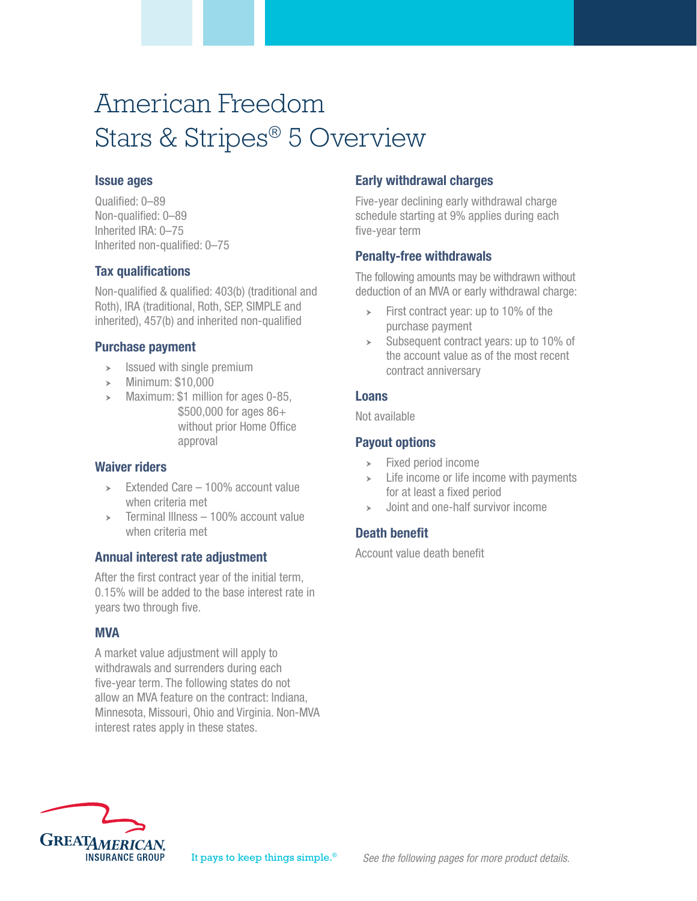# American Freedom Stars & Stripes® 5 Overview

## Issue ages

Qualified: 0–89
Non-qualified: 0–89
Inherited IRA: 0–75
Inherited non-qualified: 0–75

## Tax qualifications

Non-qualified & qualified: 403(b) (traditional and Roth), IRA (traditional, Roth, SEP, SIMPLE and inherited), 457(b) and inherited non-qualified

## Purchase payment

- Issued with single premium
- Minimum: $10,000
- Maximum: $1 million for ages 0-85, $500,000 for ages 86+ without prior Home Office approval

## Waiver riders

- Extended Care – 100% account value when criteria met
- Terminal Illness – 100% account value when criteria met

## Annual interest rate adjustment

After the first contract year of the initial term, 0.15% will be added to the base interest rate in years two through five.

## MVA

A market value adjustment will apply to withdrawals and surrenders during each five-year term. The following states do not allow an MVA feature on the contract: Indiana, Minnesota, Missouri, Ohio and Virginia. Non-MVA interest rates apply in these states.

## Early withdrawal charges

Five-year declining early withdrawal charge schedule starting at 9% applies during each five-year term

## Penalty-free withdrawals

The following amounts may be withdrawn without deduction of an MVA or early withdrawal charge:

- First contract year: up to 10% of the purchase payment
- Subsequent contract years: up to 10% of the account value as of the most recent contract anniversary

## Loans

Not available

## Payout options

- Fixed period income
- Life income or life income with payments for at least a fixed period
- Joint and one-half survivor income

## Death benefit

Account value death benefit

GREAT AMERICAN INSURANCE GROUP

It pays to keep things simple.®

*See the following pages for more product details.*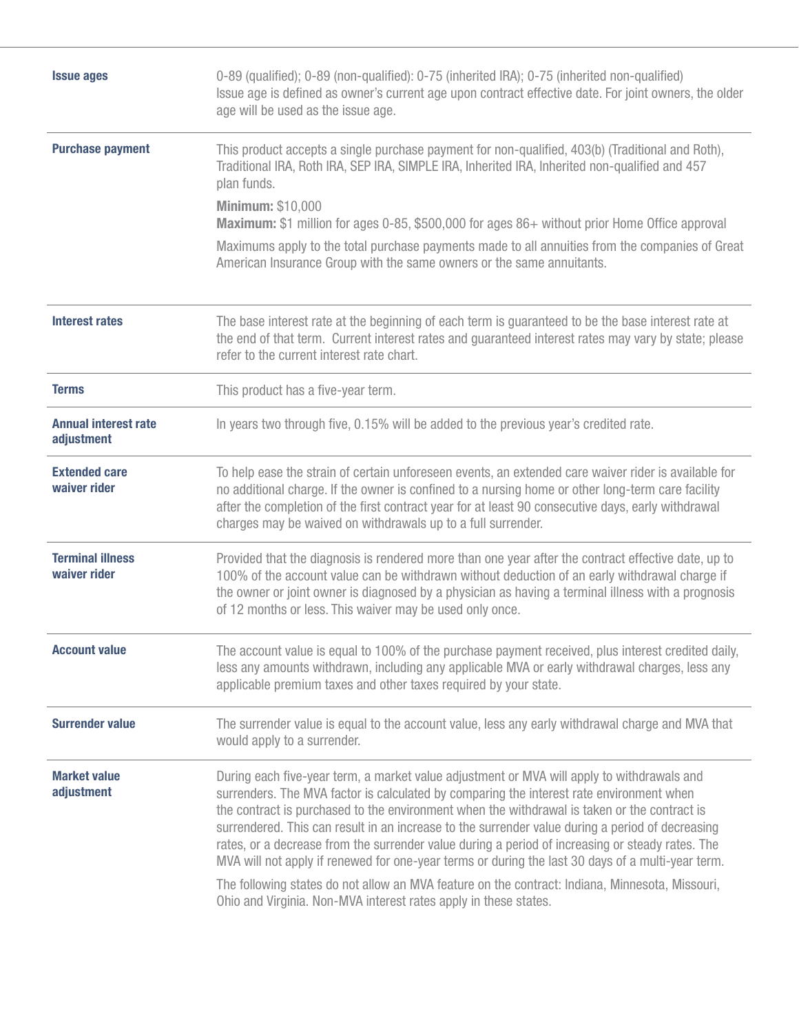| | |
|---|---|
| **Issue ages** | 0-89 (qualified); 0-89 (non-qualified): 0-75 (inherited IRA); 0-75 (inherited non-qualified)<br>Issue age is defined as owner's current age upon contract effective date. For joint owners, the older age will be used as the issue age. |
| **Purchase payment** | This product accepts a single purchase payment for non-qualified, 403(b) (Traditional and Roth), Traditional IRA, Roth IRA, SEP IRA, SIMPLE IRA, Inherited IRA, Inherited non-qualified and 457 plan funds.<br>**Minimum:** $10,000<br>**Maximum:** $1 million for ages 0-85, $500,000 for ages 86+ without prior Home Office approval<br>Maximums apply to the total purchase payments made to all annuities from the companies of Great American Insurance Group with the same owners or the same annuitants. |
| **Interest rates** | The base interest rate at the beginning of each term is guaranteed to be the base interest rate at the end of that term. Current interest rates and guaranteed interest rates may vary by state; please refer to the current interest rate chart. |
| **Terms** | This product has a five-year term. |
| **Annual interest rate adjustment** | In years two through five, 0.15% will be added to the previous year's credited rate. |
| **Extended care waiver rider** | To help ease the strain of certain unforeseen events, an extended care waiver rider is available for no additional charge. If the owner is confined to a nursing home or other long-term care facility after the completion of the first contract year for at least 90 consecutive days, early withdrawal charges may be waived on withdrawals up to a full surrender. |
| **Terminal illness waiver rider** | Provided that the diagnosis is rendered more than one year after the contract effective date, up to 100% of the account value can be withdrawn without deduction of an early withdrawal charge if the owner or joint owner is diagnosed by a physician as having a terminal illness with a prognosis of 12 months or less. This waiver may be used only once. |
| **Account value** | The account value is equal to 100% of the purchase payment received, plus interest credited daily, less any amounts withdrawn, including any applicable MVA or early withdrawal charges, less any applicable premium taxes and other taxes required by your state. |
| **Surrender value** | The surrender value is equal to the account value, less any early withdrawal charge and MVA that would apply to a surrender. |
| **Market value adjustment** | During each five-year term, a market value adjustment or MVA will apply to withdrawals and surrenders. The MVA factor is calculated by comparing the interest rate environment when the contract is purchased to the environment when the withdrawal is taken or the contract is surrendered. This can result in an increase to the surrender value during a period of decreasing rates, or a decrease from the surrender value during a period of increasing or steady rates. The MVA will not apply if renewed for one-year terms or during the last 30 days of a multi-year term.<br>The following states do not allow an MVA feature on the contract: Indiana, Minnesota, Missouri, Ohio and Virginia. Non-MVA interest rates apply in these states. |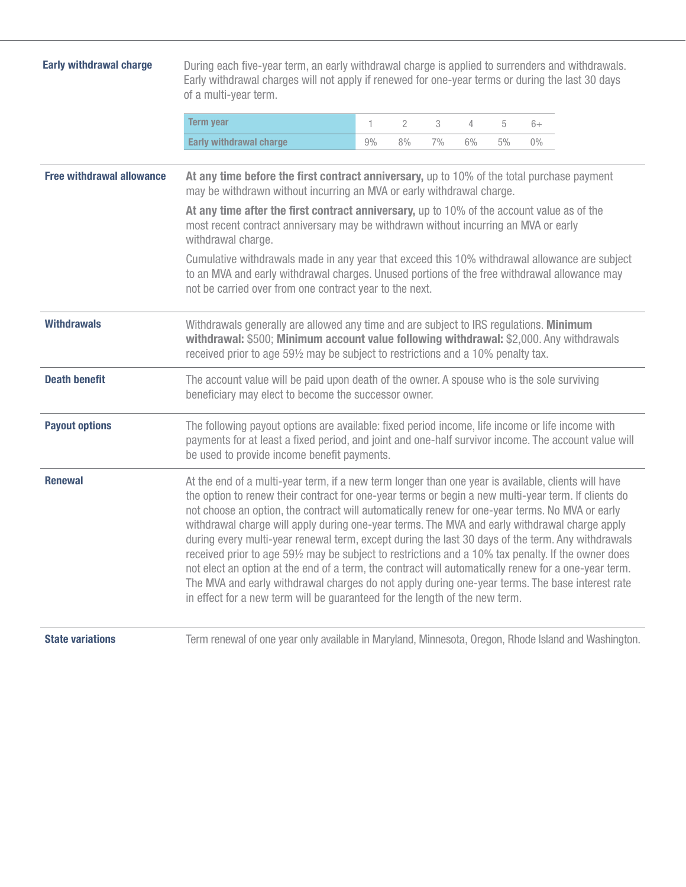## Early withdrawal charge

During each five-year term, an early withdrawal charge is applied to surrenders and withdrawals. Early withdrawal charges will not apply if renewed for one-year terms or during the last 30 days of a multi-year term.

| Term year | 1 | 2 | 3 | 4 | 5 | 6+ |
|---|---|---|---|---|---|---|
| Early withdrawal charge | 9% | 8% | 7% | 6% | 5% | 0% |

## Free withdrawal allowance

**At any time before the first contract anniversary,** up to 10% of the total purchase payment may be withdrawn without incurring an MVA or early withdrawal charge.

**At any time after the first contract anniversary,** up to 10% of the account value as of the most recent contract anniversary may be withdrawn without incurring an MVA or early withdrawal charge.

Cumulative withdrawals made in any year that exceed this 10% withdrawal allowance are subject to an MVA and early withdrawal charges. Unused portions of the free withdrawal allowance may not be carried over from one contract year to the next.

## Withdrawals

Withdrawals generally are allowed any time and are subject to IRS regulations. **Minimum withdrawal:** $500; **Minimum account value following withdrawal:** $2,000. Any withdrawals received prior to age 59½ may be subject to restrictions and a 10% penalty tax.

## Death benefit

The account value will be paid upon death of the owner. A spouse who is the sole surviving beneficiary may elect to become the successor owner.

## Payout options

The following payout options are available: fixed period income, life income or life income with payments for at least a fixed period, and joint and one-half survivor income. The account value will be used to provide income benefit payments.

## Renewal

At the end of a multi-year term, if a new term longer than one year is available, clients will have the option to renew their contract for one-year terms or begin a new multi-year term. If clients do not choose an option, the contract will automatically renew for one-year terms. No MVA or early withdrawal charge will apply during one-year terms. The MVA and early withdrawal charge apply during every multi-year renewal term, except during the last 30 days of the term. Any withdrawals received prior to age 59½ may be subject to restrictions and a 10% tax penalty. If the owner does not elect an option at the end of a term, the contract will automatically renew for a one-year term. The MVA and early withdrawal charges do not apply during one-year terms. The base interest rate in effect for a new term will be guaranteed for the length of the new term.

## State variations

Term renewal of one year only available in Maryland, Minnesota, Oregon, Rhode Island and Washington.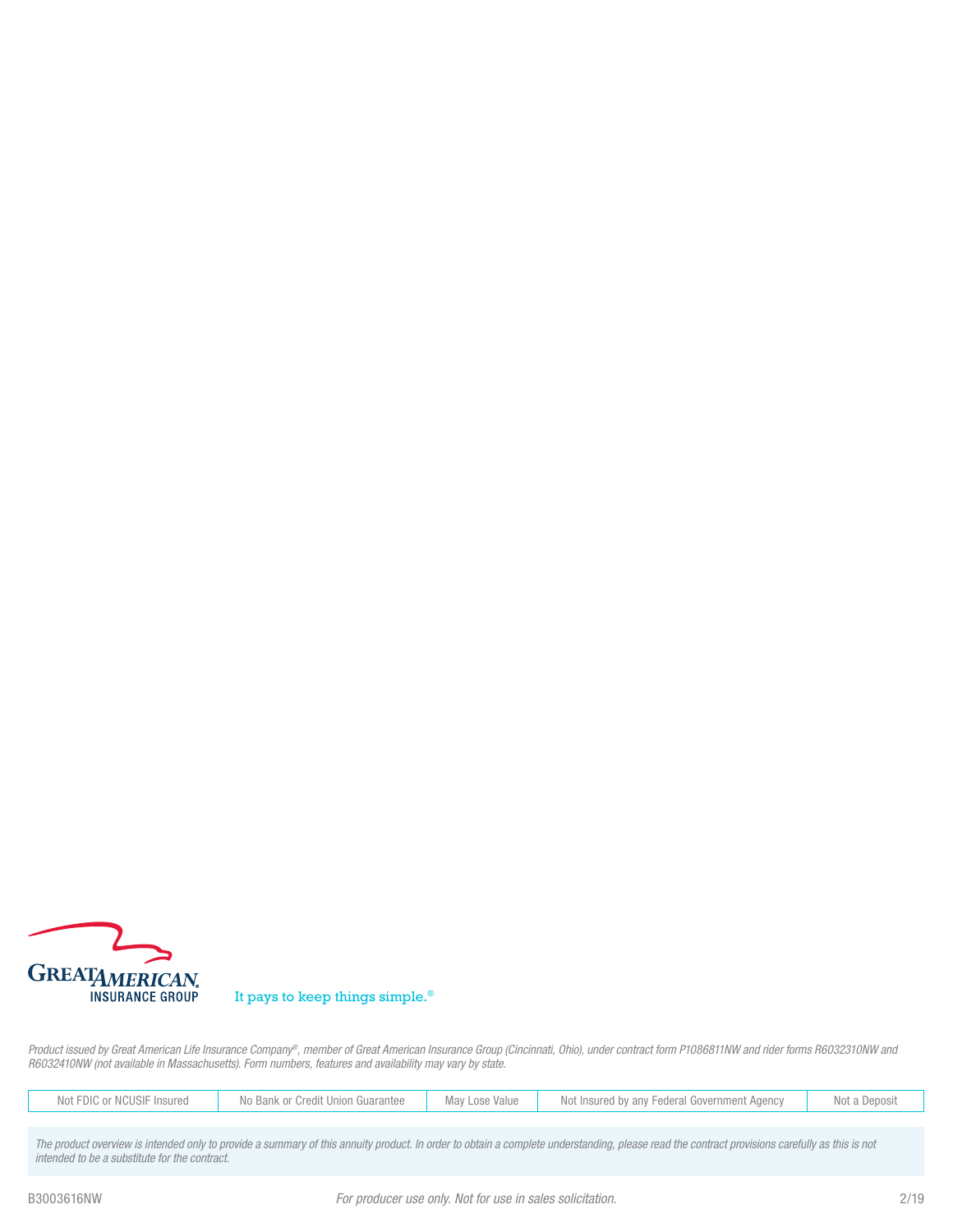GREAT AMERICAN INSURANCE GROUP

It pays to keep things simple.®

*Product issued by Great American Life Insurance Company®, member of Great American Insurance Group (Cincinnati, Ohio), under contract form P1086811NW and rider forms R6032310NW and R6032410NW (not available in Massachusetts). Form numbers, features and availability may vary by state.*

| | | | | |
|---|---|---|---|---|
| Not FDIC or NCUSIF Insured | No Bank or Credit Union Guarantee | May Lose Value | Not Insured by any Federal Government Agency | Not a Deposit |

*The product overview is intended only to provide a summary of this annuity product. In order to obtain a complete understanding, please read the contract provisions carefully as this is not intended to be a substitute for the contract.*

B3003616NW *For producer use only. Not for use in sales solicitation.* 2/19